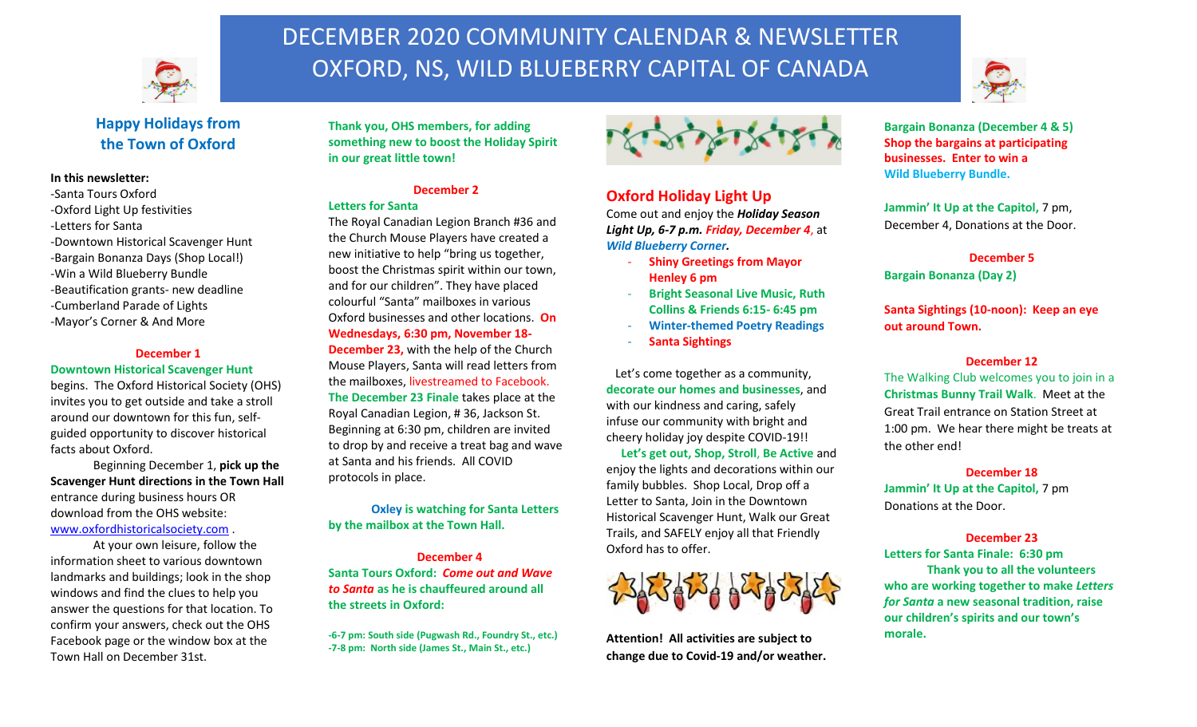# DECEMBER 2020 COMMUNITY CALENDAR & NEWSLETTER
# OXFORD, NS, WILD BLUEBERRY CAPITAL OF CANADA

## Happy Holidays from the Town of Oxford

**In this newsletter:**

-Santa Tours Oxford
-Oxford Light Up festivities
-Letters for Santa
-Downtown Historical Scavenger Hunt
-Bargain Bonanza Days (Shop Local!)
-Win a Wild Blueberry Bundle
-Beautification grants- new deadline
-Cumberland Parade of Lights
-Mayor's Corner & And More

### December 1

**Downtown Historical Scavenger Hunt** begins. The Oxford Historical Society (OHS) invites you to get outside and take a stroll around our downtown for this fun, self-guided opportunity to discover historical facts about Oxford.

Beginning December 1, **pick up the Scavenger Hunt directions in the Town Hall** entrance during business hours OR download from the OHS website: www.oxfordhistoricalsociety.com .

At your own leisure, follow the information sheet to various downtown landmarks and buildings; look in the shop windows and find the clues to help you answer the questions for that location. To confirm your answers, check out the OHS Facebook page or the window box at the Town Hall on December 31st.

**Thank you, OHS members, for adding something new to boost the Holiday Spirit in our great little town!**

### December 2

**Letters for Santa**

The Royal Canadian Legion Branch #36 and the Church Mouse Players have created a new initiative to help "bring us together, boost the Christmas spirit within our town, and for our children". They have placed colourful "Santa" mailboxes in various Oxford businesses and other locations. **On Wednesdays, 6:30 pm, November 18-December 23,** with the help of the Church Mouse Players, Santa will read letters from the mailboxes, livestreamed to Facebook. **The December 23 Finale** takes place at the Royal Canadian Legion, # 36, Jackson St. Beginning at 6:30 pm, children are invited to drop by and receive a treat bag and wave at Santa and his friends. All COVID protocols in place.

**Oxley is watching for Santa Letters by the mailbox at the Town Hall.**

### December 4

**Santa Tours Oxford: *Come out and Wave to Santa* as he is chauffeured around all the streets in Oxford:**

**-6-7 pm: South side (Pugwash Rd., Foundry St., etc.)**
**-7-8 pm: North side (James St., Main St., etc.)**

## Oxford Holiday Light Up

Come out and enjoy the ***Holiday Season Light Up, 6-7 p.m. Friday, December 4***, at ***Wild Blueberry Corner.***

- **Shiny Greetings from Mayor Henley 6 pm**
- **Bright Seasonal Live Music, Ruth Collins & Friends 6:15- 6:45 pm**
- **Winter-themed Poetry Readings**
- **Santa Sightings**

Let's come together as a community, **decorate our homes and businesses**, and with our kindness and caring, safely infuse our community with bright and cheery holiday joy despite COVID-19!!

**Let's get out, Shop, Stroll, Be Active** and enjoy the lights and decorations within our family bubbles. Shop Local, Drop off a Letter to Santa, Join in the Downtown Historical Scavenger Hunt, Walk our Great Trails, and SAFELY enjoy all that Friendly Oxford has to offer.

**Attention! All activities are subject to change due to Covid-19 and/or weather.**

**Bargain Bonanza (December 4 & 5) Shop the bargains at participating businesses. Enter to win a Wild Blueberry Bundle.**

**Jammin' It Up at the Capitol,** 7 pm, December 4, Donations at the Door.

### December 5

**Bargain Bonanza (Day 2)**

**Santa Sightings (10-noon): Keep an eye out around Town.**

### December 12

The Walking Club welcomes you to join in a **Christmas Bunny Trail Walk**. Meet at the Great Trail entrance on Station Street at 1:00 pm. We hear there might be treats at the other end!

### December 18

**Jammin' It Up at the Capitol,** 7 pm Donations at the Door.

### December 23

**Letters for Santa Finale: 6:30 pm**

**Thank you to all the volunteers who are working together to make *Letters for Santa* a new seasonal tradition, raise our children's spirits and our town's morale.**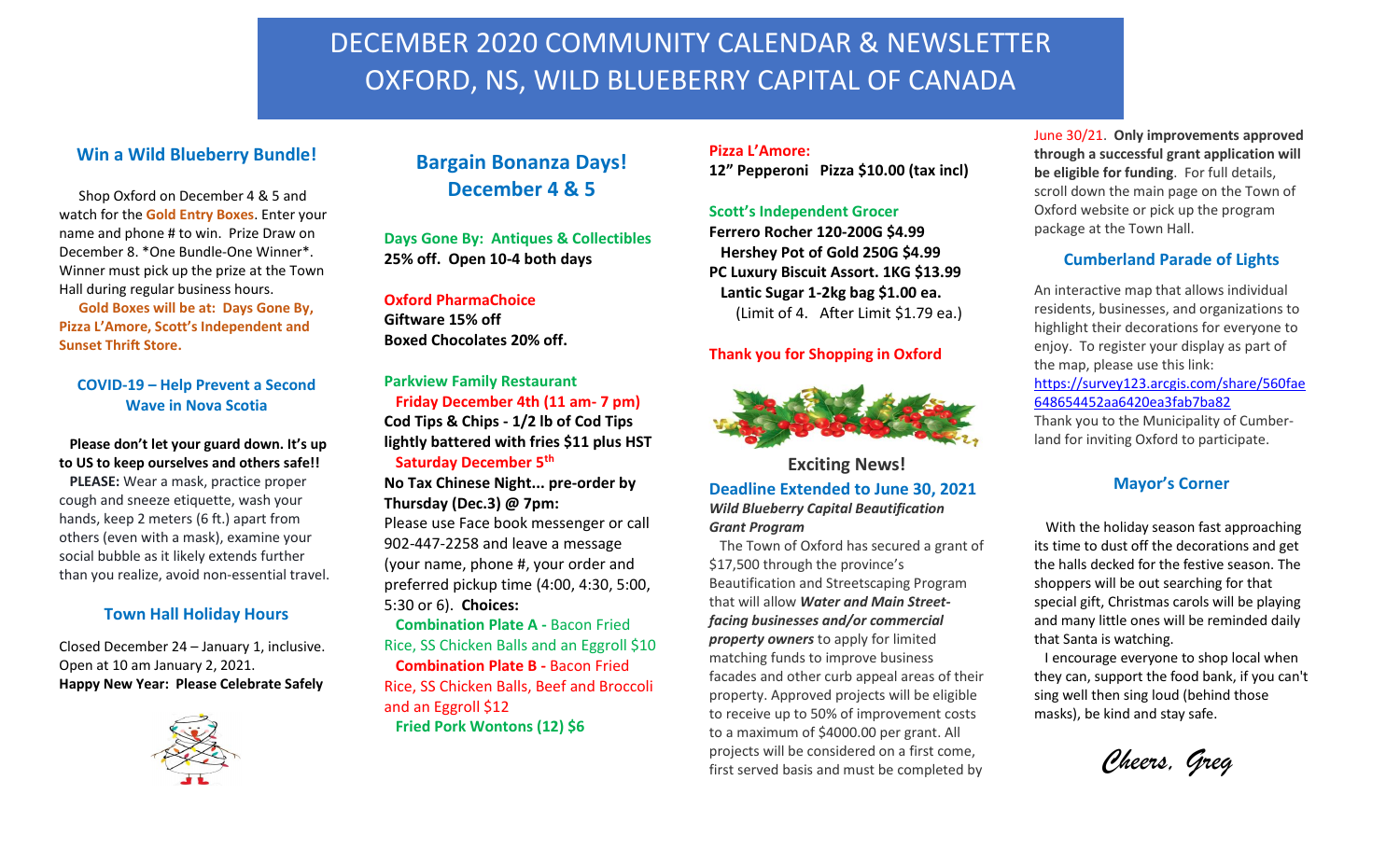# DECEMBER 2020 COMMUNITY CALENDAR & NEWSLETTER
# OXFORD, NS, WILD BLUEBERRY CAPITAL OF CANADA

## Win a Wild Blueberry Bundle!

Shop Oxford on December 4 & 5 and watch for the **Gold Entry Boxes**. Enter your name and phone # to win. Prize Draw on December 8. *One Bundle-One Winner*. Winner must pick up the prize at the Town Hall during regular business hours.

**Gold Boxes will be at: Days Gone By, Pizza L'Amore, Scott's Independent and Sunset Thrift Store.**

## COVID-19 – Help Prevent a Second Wave in Nova Scotia

**Please don't let your guard down. It's up to US to keep ourselves and others safe!!**

**PLEASE:** Wear a mask, practice proper cough and sneeze etiquette, wash your hands, keep 2 meters (6 ft.) apart from others (even with a mask), examine your social bubble as it likely extends further than you realize, avoid non-essential travel.

## Town Hall Holiday Hours

Closed December 24 – January 1, inclusive. Open at 10 am January 2, 2021.
**Happy New Year: Please Celebrate Safely**

## Bargain Bonanza Days! December 4 & 5

**Days Gone By: Antiques & Collectibles**
**25% off. Open 10-4 both days**

**Oxford PharmaChoice**
**Giftware 15% off**
**Boxed Chocolates 20% off.**

**Parkview Family Restaurant**
**Friday December 4th (11 am- 7 pm)**
**Cod Tips & Chips - 1/2 lb of Cod Tips lightly battered with fries $11 plus HST**
**Saturday December 5th**
**No Tax Chinese Night... pre-order by Thursday (Dec.3) @ 7pm:**
Please use Face book messenger or call 902-447-2258 and leave a message (your name, phone #, your order and preferred pickup time (4:00, 4:30, 5:00, 5:30 or 6). **Choices:**
**Combination Plate A -** Bacon Fried Rice, SS Chicken Balls and an Eggroll $10
**Combination Plate B -** Bacon Fried Rice, SS Chicken Balls, Beef and Broccoli and an Eggroll $12
**Fried Pork Wontons (12) $6**

**Pizza L'Amore:**
**12" Pepperoni Pizza $10.00 (tax incl)**

**Scott's Independent Grocer**
**Ferrero Rocher 120-200G $4.99**
**Hershey Pot of Gold 250G $4.99**
**PC Luxury Biscuit Assort. 1KG $13.99**
**Lantic Sugar 1-2kg bag $1.00 ea.**
(Limit of 4. After Limit $1.79 ea.)

**Thank you for Shopping in Oxford**

## Exciting News!

## Deadline Extended to June 30, 2021

***Wild Blueberry Capital Beautification Grant Program***

The Town of Oxford has secured a grant of $17,500 through the province's Beautification and Streetscaping Program that will allow ***Water and Main Street-facing businesses and/or commercial property owners*** to apply for limited matching funds to improve business facades and other curb appeal areas of their property. Approved projects will be eligible to receive up to 50% of improvement costs to a maximum of $4000.00 per grant. All projects will be considered on a first come, first served basis and must be completed by June 30/21. **Only improvements approved through a successful grant application will be eligible for funding**. For full details, scroll down the main page on the Town of Oxford website or pick up the program package at the Town Hall.

## Cumberland Parade of Lights

An interactive map that allows individual residents, businesses, and organizations to highlight their decorations for everyone to enjoy. To register your display as part of the map, please use this link:
https://survey123.arcgis.com/share/560fae648654452aa6420ea3fab7ba82
Thank you to the Municipality of Cumberland for inviting Oxford to participate.

## Mayor's Corner

With the holiday season fast approaching its time to dust off the decorations and get the halls decked for the festive season. The shoppers will be out searching for that special gift, Christmas carols will be playing and many little ones will be reminded daily that Santa is watching.

I encourage everyone to shop local when they can, support the food bank, if you can't sing well then sing loud (behind those masks), be kind and stay safe.

*Cheers, Greg*